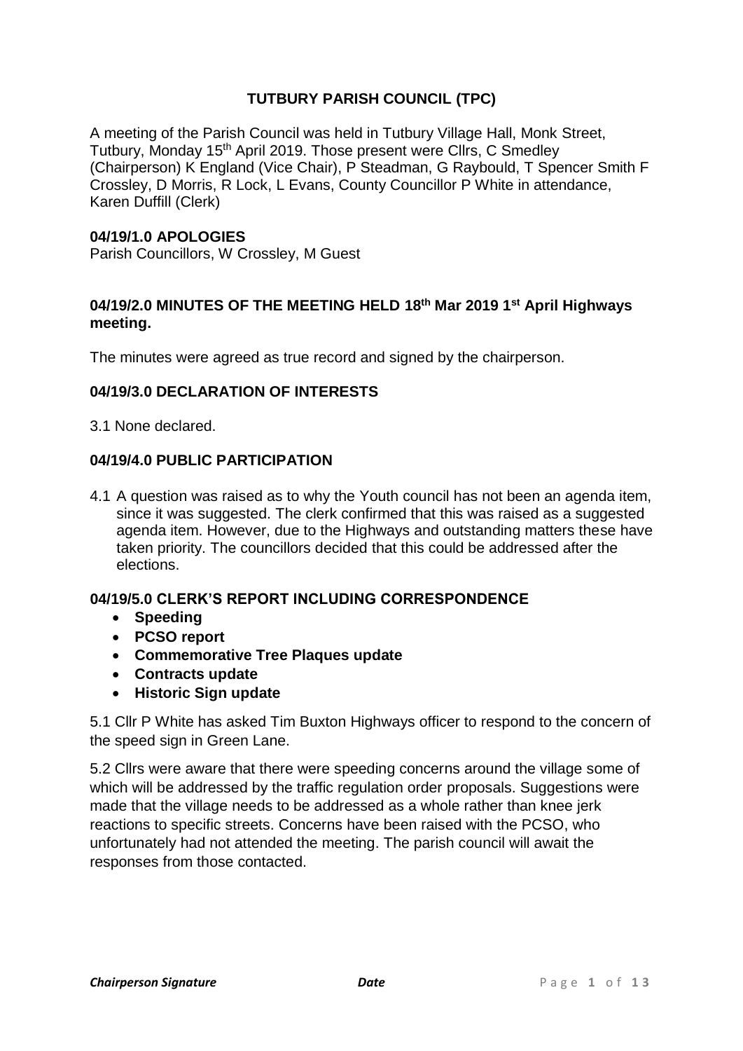# TUTBURY PARISH COUNCIL (TPC)

A meeting of the Parish Council was held in Tutbury Village Hall, Monk Street, Tutbury, Monday 15th April 2019. Those present were Cllrs, C Smedley (Chairperson) K England (Vice Chair), P Steadman, G Raybould, T Spencer Smith F Crossley, D Morris, R Lock, L Evans, County Councillor P White in attendance, Karen Duffill (Clerk)

## 04/19/1.0 APOLOGIES

Parish Councillors, W Crossley, M Guest

## 04/19/2.0 MINUTES OF THE MEETING HELD 18th Mar 2019 1st April Highways meeting.

The minutes were agreed as true record and signed by the chairperson.

## 04/19/3.0 DECLARATION OF INTERESTS

3.1 None declared.

## 04/19/4.0 PUBLIC PARTICIPATION

4.1 A question was raised as to why the Youth council has not been an agenda item, since it was suggested. The clerk confirmed that this was raised as a suggested agenda item. However, due to the Highways and outstanding matters these have taken priority. The councillors decided that this could be addressed after the elections.

## 04/19/5.0 CLERK'S REPORT INCLUDING CORRESPONDENCE

- **Speeding**
- **PCSO report**
- **Commemorative Tree Plaques update**
- **Contracts update**
- **Historic Sign update**

5.1 Cllr P White has asked Tim Buxton Highways officer to respond to the concern of the speed sign in Green Lane.

5.2 Cllrs were aware that there were speeding concerns around the village some of which will be addressed by the traffic regulation order proposals. Suggestions were made that the village needs to be addressed as a whole rather than knee jerk reactions to specific streets. Concerns have been raised with the PCSO, who unfortunately had not attended the meeting. The parish council will await the responses from those contacted.

*Chairperson Signature* *Date*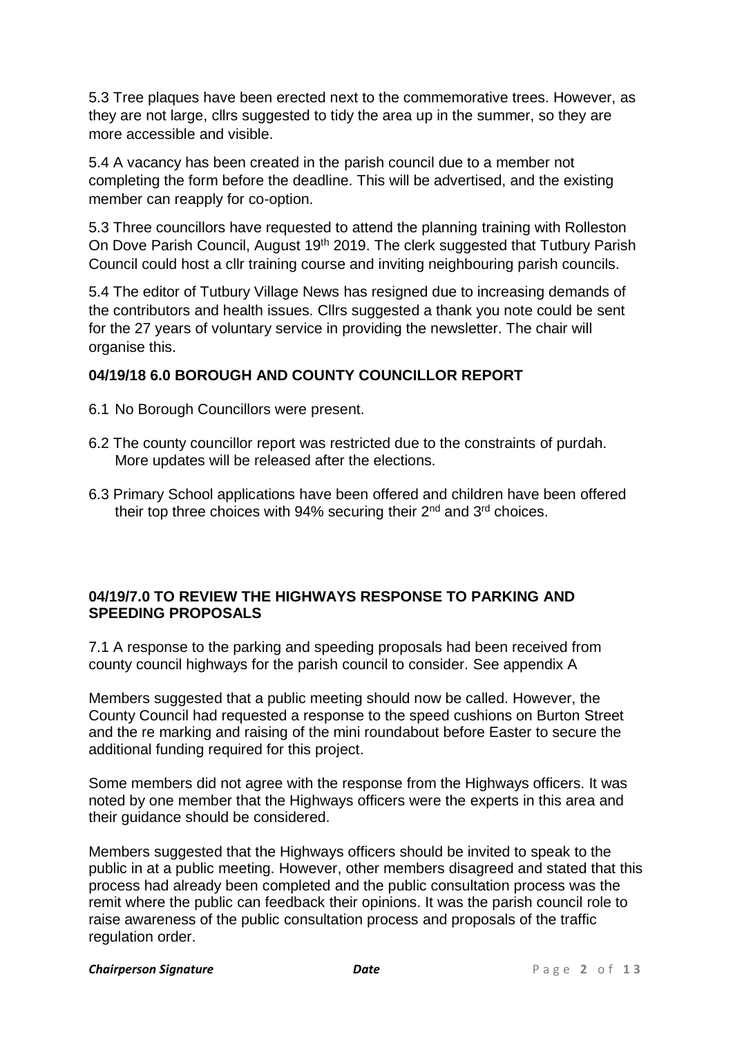5.3 Tree plaques have been erected next to the commemorative trees. However, as they are not large, cllrs suggested to tidy the area up in the summer, so they are more accessible and visible.

5.4 A vacancy has been created in the parish council due to a member not completing the form before the deadline. This will be advertised, and the existing member can reapply for co-option.

5.3 Three councillors have requested to attend the planning training with Rolleston On Dove Parish Council, August 19th 2019. The clerk suggested that Tutbury Parish Council could host a cllr training course and inviting neighbouring parish councils.

5.4 The editor of Tutbury Village News has resigned due to increasing demands of the contributors and health issues. Cllrs suggested a thank you note could be sent for the 27 years of voluntary service in providing the newsletter. The chair will organise this.

## 04/19/18 6.0 BOROUGH AND COUNTY COUNCILLOR REPORT

6.1 No Borough Councillors were present.

6.2 The county councillor report was restricted due to the constraints of purdah. More updates will be released after the elections.

6.3 Primary School applications have been offered and children have been offered their top three choices with 94% securing their 2nd and 3rd choices.

## 04/19/7.0 TO REVIEW THE HIGHWAYS RESPONSE TO PARKING AND SPEEDING PROPOSALS

7.1 A response to the parking and speeding proposals had been received from county council highways for the parish council to consider. See appendix A

Members suggested that a public meeting should now be called. However, the County Council had requested a response to the speed cushions on Burton Street and the re marking and raising of the mini roundabout before Easter to secure the additional funding required for this project.

Some members did not agree with the response from the Highways officers. It was noted by one member that the Highways officers were the experts in this area and their guidance should be considered.

Members suggested that the Highways officers should be invited to speak to the public in at a public meeting. However, other members disagreed and stated that this process had already been completed and the public consultation process was the remit where the public can feedback their opinions. It was the parish council role to raise awareness of the public consultation process and proposals of the traffic regulation order.

***Chairperson Signature*** ***Date***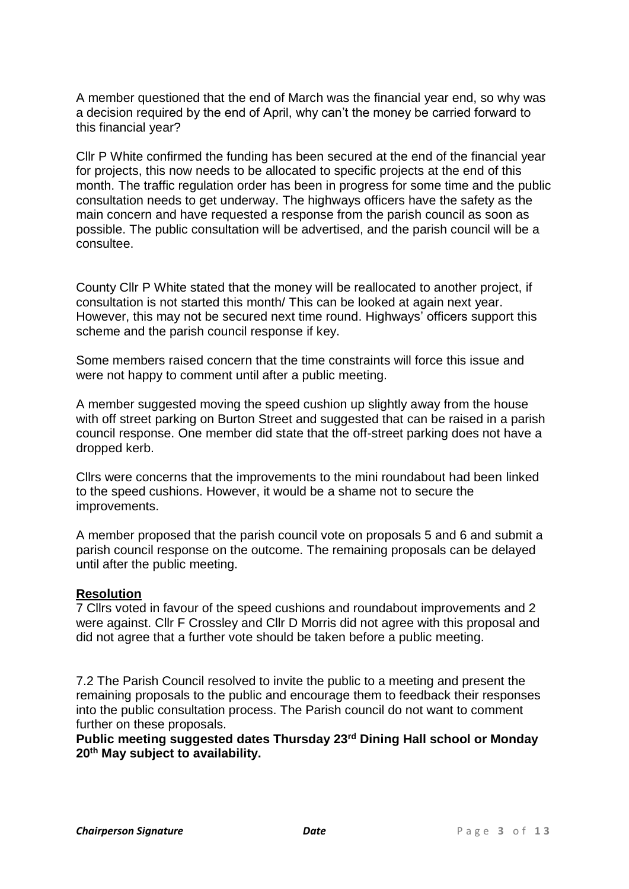A member questioned that the end of March was the financial year end, so why was a decision required by the end of April, why can't the money be carried forward to this financial year?

Cllr P White confirmed the funding has been secured at the end of the financial year for projects, this now needs to be allocated to specific projects at the end of this month. The traffic regulation order has been in progress for some time and the public consultation needs to get underway. The highways officers have the safety as the main concern and have requested a response from the parish council as soon as possible. The public consultation will be advertised, and the parish council will be a consultee.

County Cllr P White stated that the money will be reallocated to another project, if consultation is not started this month/ This can be looked at again next year. However, this may not be secured next time round. Highways' officers support this scheme and the parish council response if key.

Some members raised concern that the time constraints will force this issue and were not happy to comment until after a public meeting.

A member suggested moving the speed cushion up slightly away from the house with off street parking on Burton Street and suggested that can be raised in a parish council response. One member did state that the off-street parking does not have a dropped kerb.

Cllrs were concerns that the improvements to the mini roundabout had been linked to the speed cushions. However, it would be a shame not to secure the improvements.

A member proposed that the parish council vote on proposals 5 and 6 and submit a parish council response on the outcome. The remaining proposals can be delayed until after the public meeting.

**Resolution**

7 Cllrs voted in favour of the speed cushions and roundabout improvements and 2 were against. Cllr F Crossley and Cllr D Morris did not agree with this proposal and did not agree that a further vote should be taken before a public meeting.

7.2 The Parish Council resolved to invite the public to a meeting and present the remaining proposals to the public and encourage them to feedback their responses into the public consultation process. The Parish council do not want to comment further on these proposals.

**Public meeting suggested dates Thursday 23rd Dining Hall school or Monday 20th May subject to availability.**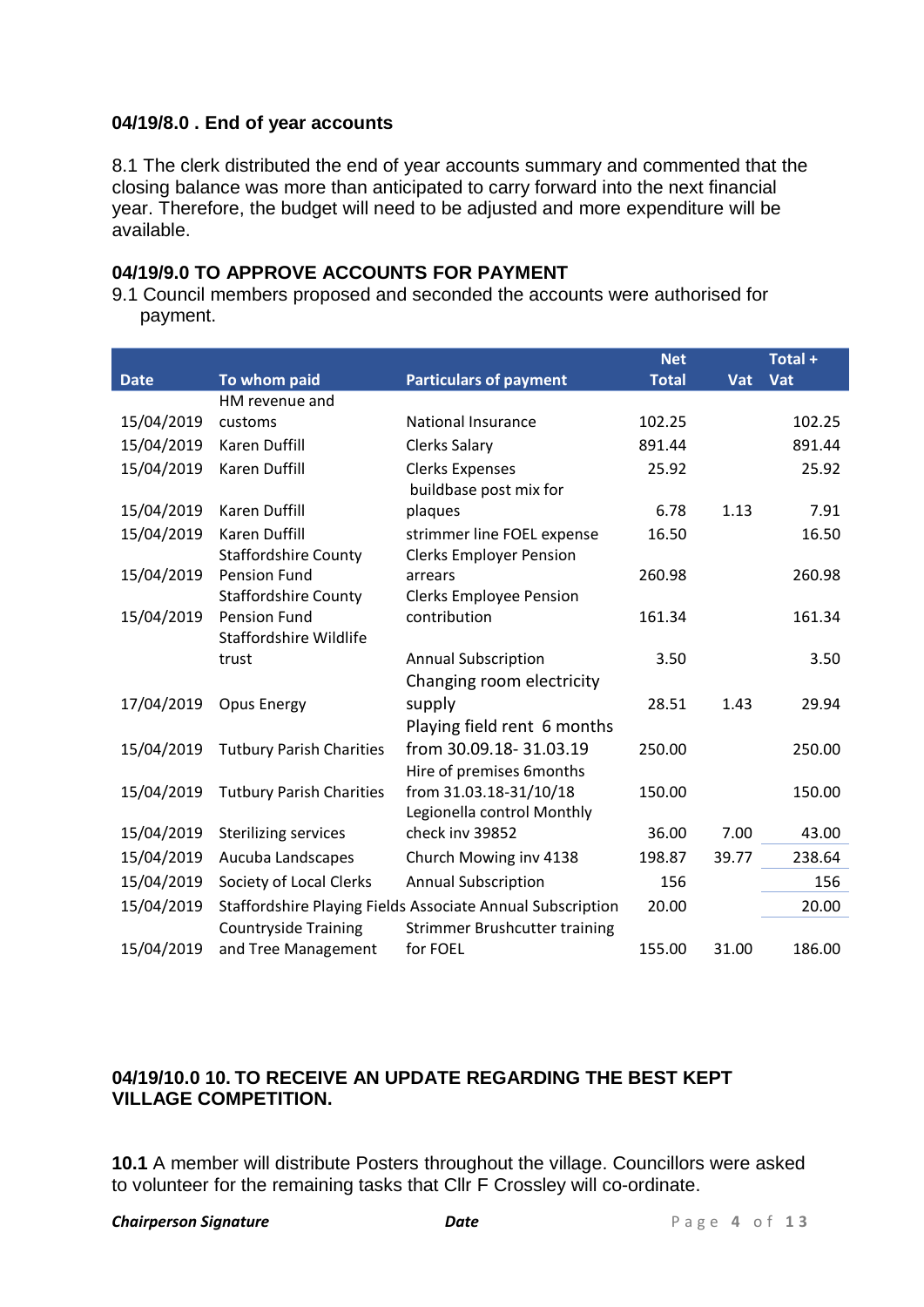### 04/19/8.0 . End of year accounts

8.1 The clerk distributed the end of year accounts summary and commented that the closing balance was more than anticipated to carry forward into the next financial year. Therefore, the budget will need to be adjusted and more expenditure will be available.

### 04/19/9.0 TO APPROVE ACCOUNTS FOR PAYMENT

9.1 Council members proposed and seconded the accounts were authorised for payment.

| Date | To whom paid | Particulars of payment | Net Total | Vat | Total + Vat |
|---|---|---|---|---|---|
| 15/04/2019 | HM revenue and customs | National Insurance | 102.25 | | 102.25 |
| 15/04/2019 | Karen Duffill | Clerks Salary | 891.44 | | 891.44 |
| 15/04/2019 | Karen Duffill | Clerks Expenses | 25.92 | | 25.92 |
| 15/04/2019 | Karen Duffill | buildbase post mix for plaques | 6.78 | 1.13 | 7.91 |
| 15/04/2019 | Karen Duffill | strimmer line FOEL expense | 16.50 | | 16.50 |
| 15/04/2019 | Staffordshire County Pension Fund | Clerks Employer Pension arrears | 260.98 | | 260.98 |
| 15/04/2019 | Staffordshire County Pension Fund | Clerks Employee Pension contribution | 161.34 | | 161.34 |
| | Staffordshire Wildlife trust | Annual Subscription | 3.50 | | 3.50 |
| 17/04/2019 | Opus Energy | Changing room electricity supply | 28.51 | 1.43 | 29.94 |
| 15/04/2019 | Tutbury Parish Charities | Playing field rent 6 months from 30.09.18- 31.03.19 | 250.00 | | 250.00 |
| 15/04/2019 | Tutbury Parish Charities | Hire of premises 6months from 31.03.18-31/10/18 | 150.00 | | 150.00 |
| 15/04/2019 | Sterilizing services | Legionella control Monthly check inv 39852 | 36.00 | 7.00 | 43.00 |
| 15/04/2019 | Aucuba Landscapes | Church Mowing inv 4138 | 198.87 | 39.77 | 238.64 |
| 15/04/2019 | Society of Local Clerks | Annual Subscription | 156 | | 156 |
| 15/04/2019 | Staffordshire Playing Fields Associate | Annual Subscription | 20.00 | | 20.00 |
| 15/04/2019 | Countryside Training and Tree Management | Strimmer Brushcutter training for FOEL | 155.00 | 31.00 | 186.00 |

### 04/19/10.0 10. TO RECEIVE AN UPDATE REGARDING THE BEST KEPT VILLAGE COMPETITION.

**10.1** A member will distribute Posters throughout the village. Councillors were asked to volunteer for the remaining tasks that Cllr F Crossley will co-ordinate.

***Chairperson Signature*** ***Date***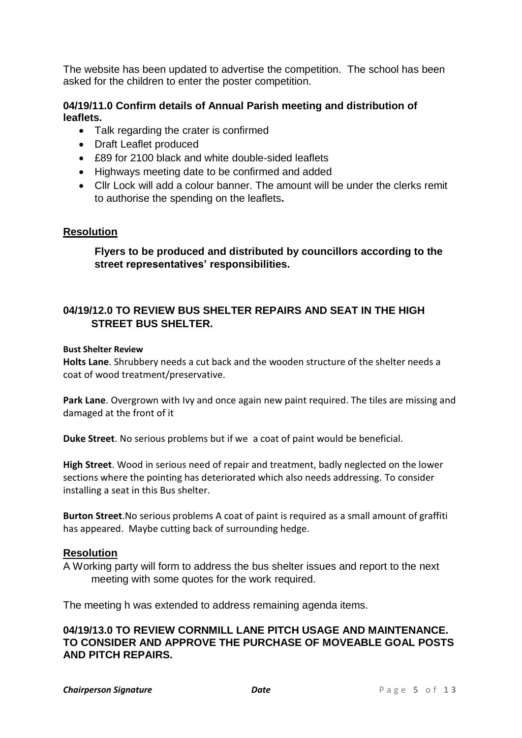The website has been updated to advertise the competition. The school has been asked for the children to enter the poster competition.

### 04/19/11.0 Confirm details of Annual Parish meeting and distribution of leaflets.

- Talk regarding the crater is confirmed
- Draft Leaflet produced
- £89 for 2100 black and white double-sided leaflets
- Highways meeting date to be confirmed and added
- Cllr Lock will add a colour banner. The amount will be under the clerks remit to authorise the spending on the leaflets**.**

**Resolution**

**Flyers to be produced and distributed by councillors according to the street representatives' responsibilities.**

### 04/19/12.0 TO REVIEW BUS SHELTER REPAIRS AND SEAT IN THE HIGH STREET BUS SHELTER.

**Bust Shelter Review**

**Holts Lane**. Shrubbery needs a cut back and the wooden structure of the shelter needs a coat of wood treatment/preservative.

**Park Lane**. Overgrown with Ivy and once again new paint required. The tiles are missing and damaged at the front of it

**Duke Street**. No serious problems but if we a coat of paint would be beneficial.

**High Street**. Wood in serious need of repair and treatment, badly neglected on the lower sections where the pointing has deteriorated which also needs addressing. To consider installing a seat in this Bus shelter.

**Burton Street**.No serious problems A coat of paint is required as a small amount of graffiti has appeared. Maybe cutting back of surrounding hedge.

**Resolution**

A Working party will form to address the bus shelter issues and report to the next meeting with some quotes for the work required.

The meeting h was extended to address remaining agenda items.

### 04/19/13.0 TO REVIEW CORNMILL LANE PITCH USAGE AND MAINTENANCE. TO CONSIDER AND APPROVE THE PURCHASE OF MOVEABLE GOAL POSTS AND PITCH REPAIRS.

***Chairperson Signature*** ***Date***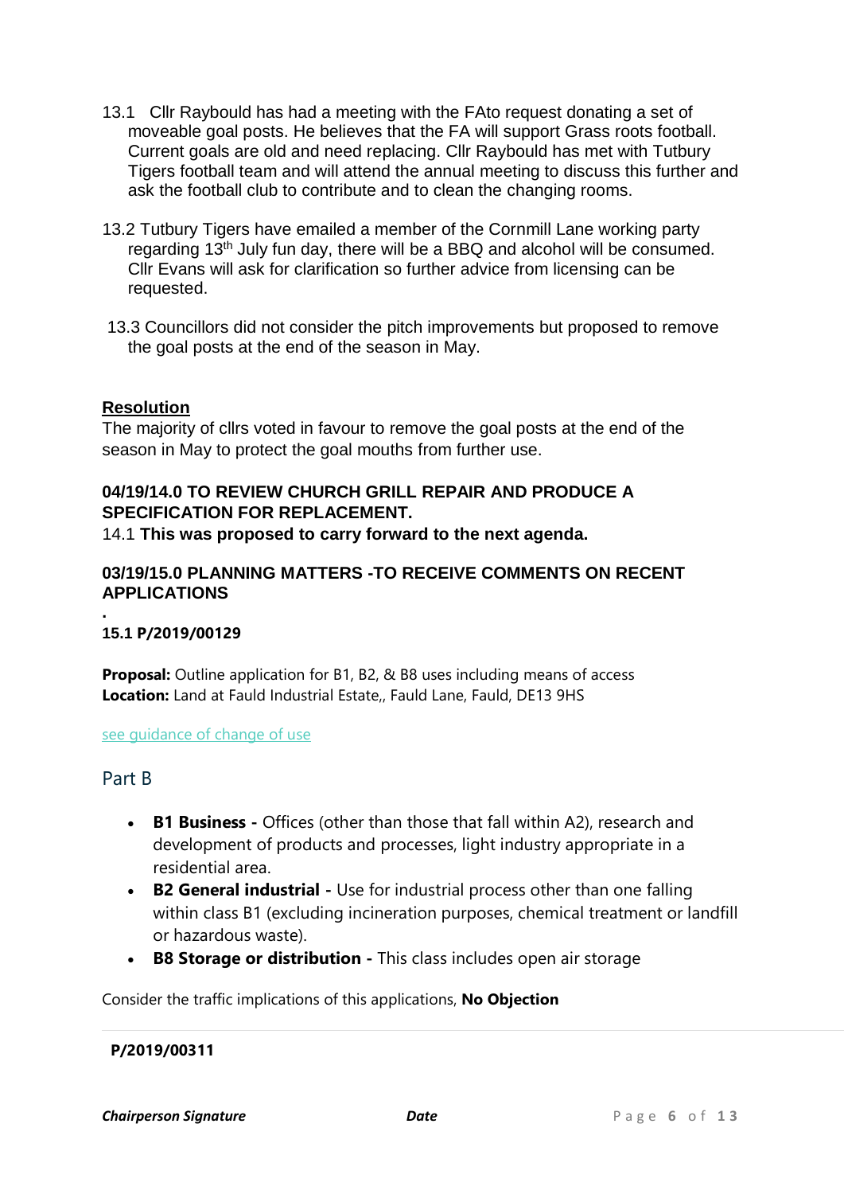13.1 Cllr Raybould has had a meeting with the FAto request donating a set of moveable goal posts. He believes that the FA will support Grass roots football. Current goals are old and need replacing. Cllr Raybould has met with Tutbury Tigers football team and will attend the annual meeting to discuss this further and ask the football club to contribute and to clean the changing rooms.

13.2 Tutbury Tigers have emailed a member of the Cornmill Lane working party regarding 13th July fun day, there will be a BBQ and alcohol will be consumed. Cllr Evans will ask for clarification so further advice from licensing can be requested.

13.3 Councillors did not consider the pitch improvements but proposed to remove the goal posts at the end of the season in May.

**Resolution**

The majority of cllrs voted in favour to remove the goal posts at the end of the season in May to protect the goal mouths from further use.

**04/19/14.0 TO REVIEW CHURCH GRILL REPAIR AND PRODUCE A SPECIFICATION FOR REPLACEMENT.**

14.1 **This was proposed to carry forward to the next agenda.**

**03/19/15.0 PLANNING MATTERS -TO RECEIVE COMMENTS ON RECENT APPLICATIONS**

.

**15.1 P/2019/00129**

**Proposal:** Outline application for B1, B2, & B8 uses including means of access
**Location:** Land at Fauld Industrial Estate,, Fauld Lane, Fauld, DE13 9HS

see guidance of change of use

## Part B

- **B1 Business -** Offices (other than those that fall within A2), research and development of products and processes, light industry appropriate in a residential area.
- **B2 General industrial -** Use for industrial process other than one falling within class B1 (excluding incineration purposes, chemical treatment or landfill or hazardous waste).
- **B8 Storage or distribution -** This class includes open air storage

Consider the traffic implications of this applications, **No Objection**

---

**P/2019/00311**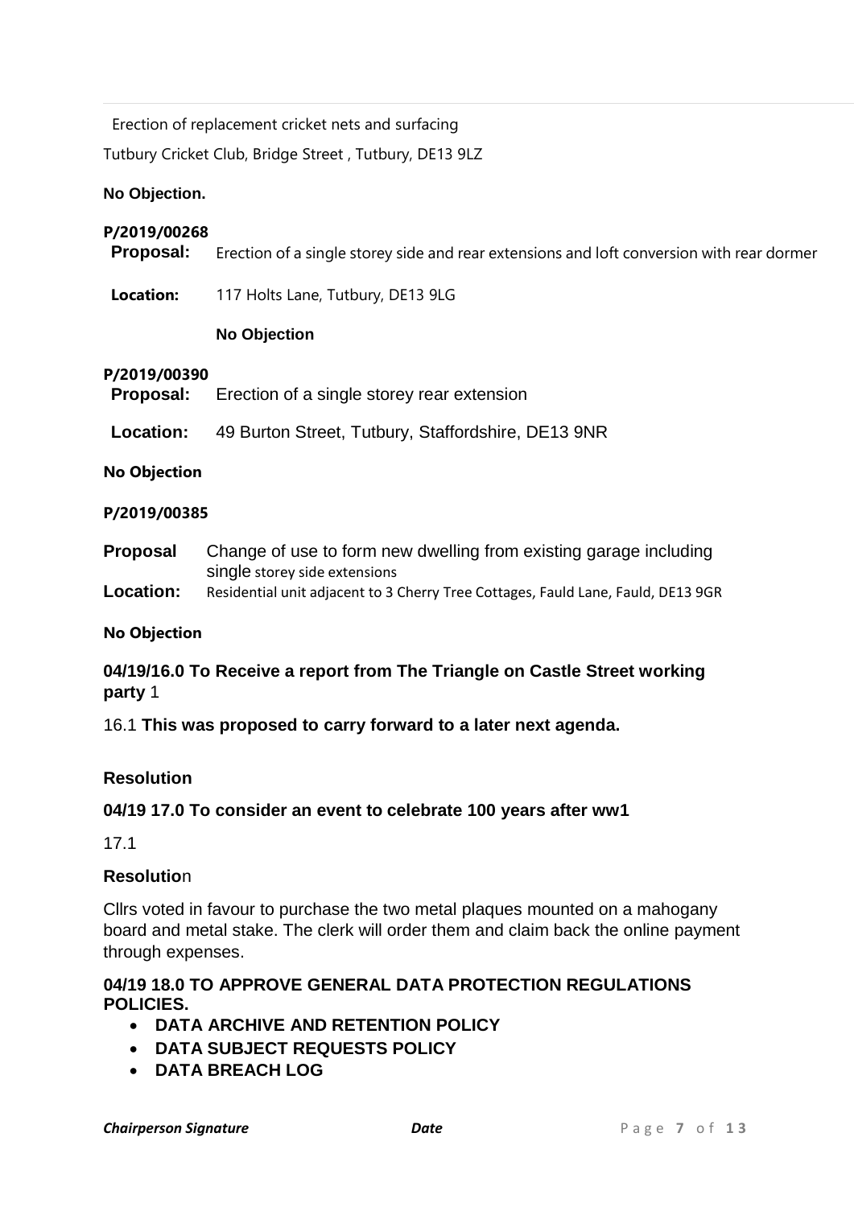Erection of replacement cricket nets and surfacing

Tutbury Cricket Club, Bridge Street , Tutbury, DE13 9LZ

**No Objection.**

**P/2019/00268**

**Proposal:** Erection of a single storey side and rear extensions and loft conversion with rear dormer

**Location:** 117 Holts Lane, Tutbury, DE13 9LG

**No Objection**

**P/2019/00390**

**Proposal:** Erection of a single storey rear extension

**Location:** 49 Burton Street, Tutbury, Staffordshire, DE13 9NR

**No Objection**

**P/2019/00385**

**Proposal** Change of use to form new dwelling from existing garage including single storey side extensions

**Location:** Residential unit adjacent to 3 Cherry Tree Cottages, Fauld Lane, Fauld, DE13 9GR

**No Objection**

**04/19/16.0 To Receive a report from The Triangle on Castle Street working party** 1

16.1 **This was proposed to carry forward to a later next agenda.**

**Resolution**

**04/19 17.0 To consider an event to celebrate 100 years after ww1**

17.1

**Resolution**

Cllrs voted in favour to purchase the two metal plaques mounted on a mahogany board and metal stake. The clerk will order them and claim back the online payment through expenses.

**04/19 18.0 TO APPROVE GENERAL DATA PROTECTION REGULATIONS POLICIES.**

- **DATA ARCHIVE AND RETENTION POLICY**
- **DATA SUBJECT REQUESTS POLICY**
- **DATA BREACH LOG**

***Chairperson Signature*** ***Date***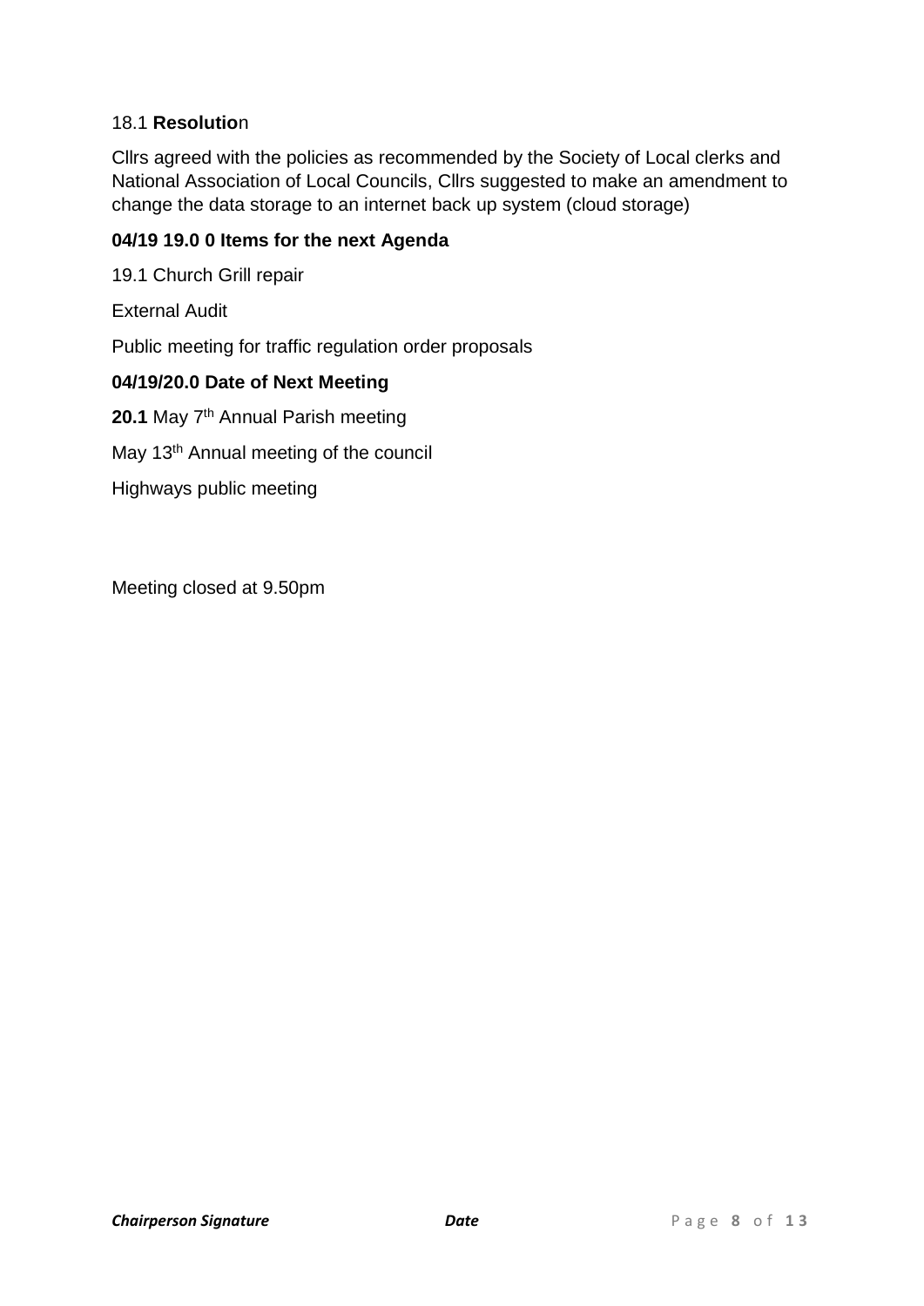18.1 **Resolutio**n

Cllrs agreed with the policies as recommended by the Society of Local clerks and National Association of Local Councils, Cllrs suggested to make an amendment to change the data storage to an internet back up system (cloud storage)

**04/19 19.0 0 Items for the next Agenda**

19.1 Church Grill repair

External Audit

Public meeting for traffic regulation order proposals

**04/19/20.0 Date of Next Meeting**

**20.1** May 7th Annual Parish meeting

May 13th Annual meeting of the council

Highways public meeting

Meeting closed at 9.50pm

***Chairperson Signature*** ***Date***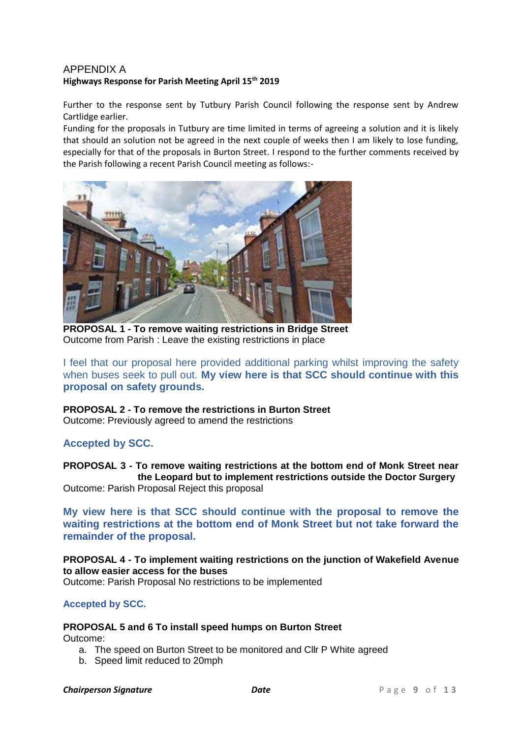# APPENDIX A

**Highways Response for Parish Meeting April 15th 2019**

Further to the response sent by Tutbury Parish Council following the response sent by Andrew Cartlidge earlier.

Funding for the proposals in Tutbury are time limited in terms of agreeing a solution and it is likely that should an solution not be agreed in the next couple of weeks then I am likely to lose funding, especially for that of the proposals in Burton Street. I respond to the further comments received by the Parish following a recent Parish Council meeting as follows:-

**PROPOSAL 1 - To remove waiting restrictions in Bridge Street**
Outcome from Parish : Leave the existing restrictions in place

I feel that our proposal here provided additional parking whilst improving the safety when buses seek to pull out. **My view here is that SCC should continue with this proposal on safety grounds.**

**PROPOSAL 2 - To remove the restrictions in Burton Street**
Outcome: Previously agreed to amend the restrictions

**Accepted by SCC.**

**PROPOSAL 3 - To remove waiting restrictions at the bottom end of Monk Street near the Leopard but to implement restrictions outside the Doctor Surgery**
Outcome: Parish Proposal Reject this proposal

**My view here is that SCC should continue with the proposal to remove the waiting restrictions at the bottom end of Monk Street but not take forward the remainder of the proposal.**

**PROPOSAL 4 - To implement waiting restrictions on the junction of Wakefield Avenue to allow easier access for the buses**
Outcome: Parish Proposal No restrictions to be implemented

**Accepted by SCC.**

**PROPOSAL 5 and 6 To install speed humps on Burton Street**
Outcome:

a. The speed on Burton Street to be monitored and Cllr P White agreed
b. Speed limit reduced to 20mph

***Chairperson Signature*** ***Date***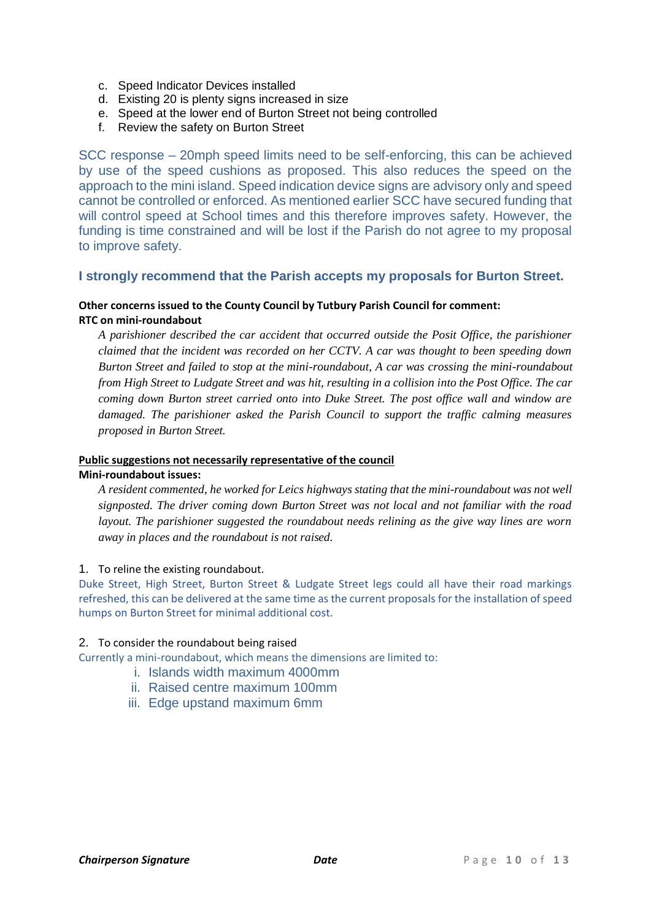c. Speed Indicator Devices installed
d. Existing 20 is plenty signs increased in size
e. Speed at the lower end of Burton Street not being controlled
f. Review the safety on Burton Street

SCC response – 20mph speed limits need to be self-enforcing, this can be achieved by use of the speed cushions as proposed. This also reduces the speed on the approach to the mini island. Speed indication device signs are advisory only and speed cannot be controlled or enforced. As mentioned earlier SCC have secured funding that will control speed at School times and this therefore improves safety. However, the funding is time constrained and will be lost if the Parish do not agree to my proposal to improve safety.

**I strongly recommend that the Parish accepts my proposals for Burton Street.**

**Other concerns issued to the County Council by Tutbury Parish Council for comment:**
**RTC on mini-roundabout**

*A parishioner described the car accident that occurred outside the Posit Office, the parishioner claimed that the incident was recorded on her CCTV. A car was thought to been speeding down Burton Street and failed to stop at the mini-roundabout, A car was crossing the mini-roundabout from High Street to Ludgate Street and was hit, resulting in a collision into the Post Office. The car coming down Burton street carried onto into Duke Street. The post office wall and window are damaged. The parishioner asked the Parish Council to support the traffic calming measures proposed in Burton Street.*

**<u>Public suggestions not necessarily representative of the council</u>**
**Mini-roundabout issues:**

*A resident commented, he worked for Leics highways stating that the mini-roundabout was not well signposted. The driver coming down Burton Street was not local and not familiar with the road layout. The parishioner suggested the roundabout needs relining as the give way lines are worn away in places and the roundabout is not raised.*

1. To reline the existing roundabout.

Duke Street, High Street, Burton Street & Ludgate Street legs could all have their road markings refreshed, this can be delivered at the same time as the current proposals for the installation of speed humps on Burton Street for minimal additional cost.

2. To consider the roundabout being raised

Currently a mini-roundabout, which means the dimensions are limited to:

i. Islands width maximum 4000mm
ii. Raised centre maximum 100mm
iii. Edge upstand maximum 6mm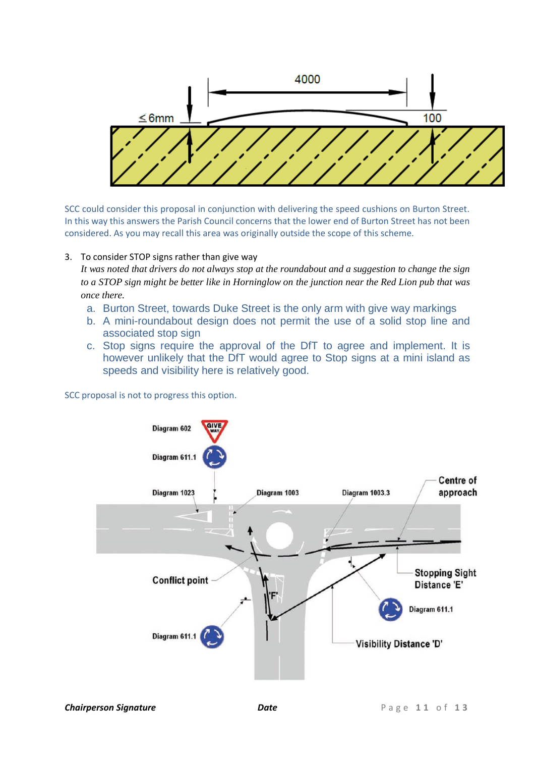SCC could consider this proposal in conjunction with delivering the speed cushions on Burton Street. In this way this answers the Parish Council concerns that the lower end of Burton Street has not been considered. As you may recall this area was originally outside the scope of this scheme.

3. To consider STOP signs rather than give way

   *It was noted that drivers do not always stop at the roundabout and a suggestion to change the sign to a STOP sign might be better like in Horninglow on the junction near the Red Lion pub that was once there.*

   a. Burton Street, towards Duke Street is the only arm with give way markings
   b. A mini-roundabout design does not permit the use of a solid stop line and associated stop sign
   c. Stop signs require the approval of the DfT to agree and implement. It is however unlikely that the DfT would agree to Stop signs at a mini island as speeds and visibility here is relatively good.

SCC proposal is not to progress this option.

**Chairperson Signature** **Date**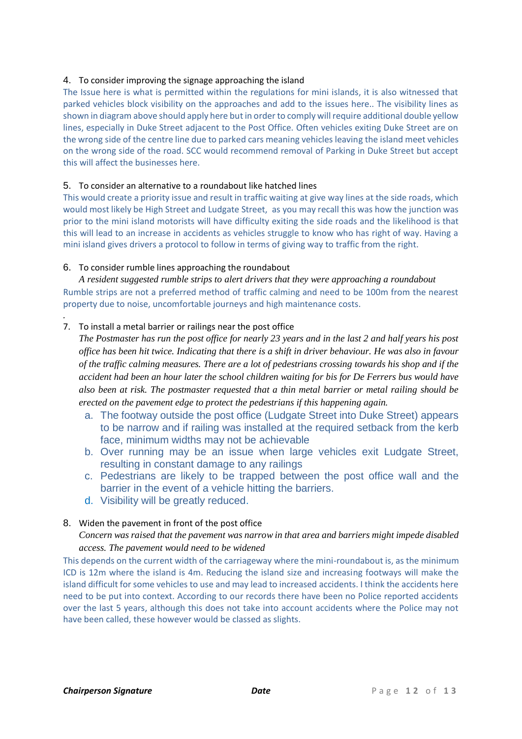4. To consider improving the signage approaching the island

The Issue here is what is permitted within the regulations for mini islands, it is also witnessed that parked vehicles block visibility on the approaches and add to the issues here.. The visibility lines as shown in diagram above should apply here but in order to comply will require additional double yellow lines, especially in Duke Street adjacent to the Post Office. Often vehicles exiting Duke Street are on the wrong side of the centre line due to parked cars meaning vehicles leaving the island meet vehicles on the wrong side of the road. SCC would recommend removal of Parking in Duke Street but accept this will affect the businesses here.

5. To consider an alternative to a roundabout like hatched lines

This would create a priority issue and result in traffic waiting at give way lines at the side roads, which would most likely be High Street and Ludgate Street, as you may recall this was how the junction was prior to the mini island motorists will have difficulty exiting the side roads and the likelihood is that this will lead to an increase in accidents as vehicles struggle to know who has right of way. Having a mini island gives drivers a protocol to follow in terms of giving way to traffic from the right.

6. To consider rumble lines approaching the roundabout

   *A resident suggested rumble strips to alert drivers that they were approaching a roundabout*

Rumble strips are not a preferred method of traffic calming and need to be 100m from the nearest property due to noise, uncomfortable journeys and high maintenance costs.

.

7. To install a metal barrier or railings near the post office

   *The Postmaster has run the post office for nearly 23 years and in the last 2 and half years his post office has been hit twice. Indicating that there is a shift in driver behaviour. He was also in favour of the traffic calming measures. There are a lot of pedestrians crossing towards his shop and if the accident had been an hour later the school children waiting for bis for De Ferrers bus would have also been at risk. The postmaster requested that a thin metal barrier or metal railing should be erected on the pavement edge to protect the pedestrians if this happening again.*

   a. The footway outside the post office (Ludgate Street into Duke Street) appears to be narrow and if railing was installed at the required setback from the kerb face, minimum widths may not be achievable
   b. Over running may be an issue when large vehicles exit Ludgate Street, resulting in constant damage to any railings
   c. Pedestrians are likely to be trapped between the post office wall and the barrier in the event of a vehicle hitting the barriers.
   d. Visibility will be greatly reduced.

8. Widen the pavement in front of the post office

   *Concern was raised that the pavement was narrow in that area and barriers might impede disabled access. The pavement would need to be widened*

This depends on the current width of the carriageway where the mini-roundabout is, as the minimum ICD is 12m where the island is 4m. Reducing the island size and increasing footways will make the island difficult for some vehicles to use and may lead to increased accidents. I think the accidents here need to be put into context. According to our records there have been no Police reported accidents over the last 5 years, although this does not take into account accidents where the Police may not have been called, these however would be classed as slights.

**_Chairperson Signature_** **_Date_**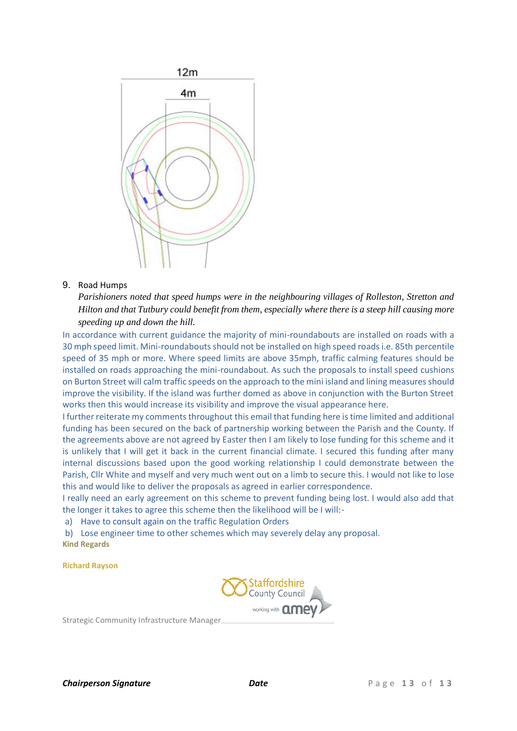12m

4m

9. Road Humps

*Parishioners noted that speed humps were in the neighbouring villages of Rolleston, Stretton and Hilton and that Tutbury could benefit from them, especially where there is a steep hill causing more speeding up and down the hill.*

In accordance with current guidance the majority of mini-roundabouts are installed on roads with a 30 mph speed limit. Mini-roundabouts should not be installed on high speed roads i.e. 85th percentile speed of 35 mph or more. Where speed limits are above 35mph, traffic calming features should be installed on roads approaching the mini-roundabout. As such the proposals to install speed cushions on Burton Street will calm traffic speeds on the approach to the mini island and lining measures should improve the visibility. If the island was further domed as above in conjunction with the Burton Street works then this would increase its visibility and improve the visual appearance here.

I further reiterate my comments throughout this email that funding here is time limited and additional funding has been secured on the back of partnership working between the Parish and the County. If the agreements above are not agreed by Easter then I am likely to lose funding for this scheme and it is unlikely that I will get it back in the current financial climate. I secured this funding after many internal discussions based upon the good working relationship I could demonstrate between the Parish, Cllr White and myself and very much went out on a limb to secure this. I would not like to lose this and would like to deliver the proposals as agreed in earlier correspondence.

I really need an early agreement on this scheme to prevent funding being lost. I would also add that the longer it takes to agree this scheme then the likelihood will be I will:-

a) Have to consult again on the traffic Regulation Orders
b) Lose engineer time to other schemes which may severely delay any proposal.

**Kind Regards**

**Richard Rayson**

Staffordshire County Council working with amey

Strategic Community Infrastructure Manager

***Chairperson Signature*** ***Date***